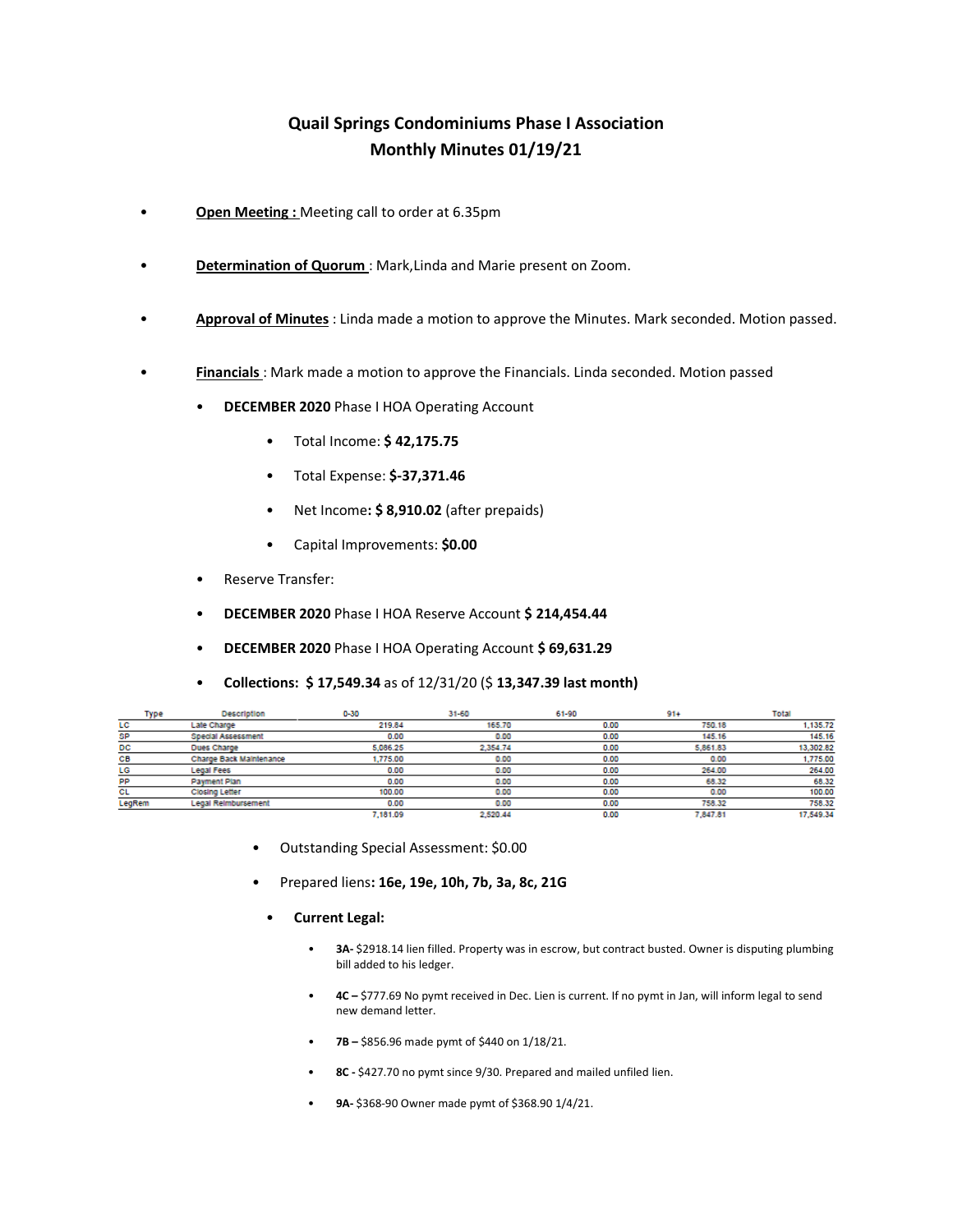# Quail Springs Condominiums Phase I Association
## Monthly Minutes 01/19/21

- **Open Meeting :** Meeting call to order at 6.35pm
- **Determination of Quorum** : Mark,Linda and Marie present on Zoom.
- **Approval of Minutes** : Linda made a motion to approve the Minutes. Mark seconded. Motion passed.
- **Financials** : Mark made a motion to approve the Financials. Linda seconded. Motion passed
  - **DECEMBER 2020** Phase I HOA Operating Account
    - Total Income: **$ 42,175.75**
    - Total Expense: **$-37,371.46**
    - Net Income**: $ 8,910.02** (after prepaids)
    - Capital Improvements: **$0.00**
  - Reserve Transfer:
  - **DECEMBER 2020** Phase I HOA Reserve Account **$ 214,454.44**
  - **DECEMBER 2020** Phase I HOA Operating Account **$ 69,631.29**
  - **Collections: $ 17,549.34** as of 12/31/20 ($ **13,347.39 last month)**

| Type | Description | 0-30 | 31-60 | 61-90 | 91+ | Total |
|---|---|---|---|---|---|---|
| LC | Late Charge | 219.84 | 165.70 | 0.00 | 750.18 | 1,135.72 |
| SP | Special Assessment | 0.00 | 0.00 | 0.00 | 145.16 | 145.16 |
| DC | Dues Charge | 5,086.25 | 2,354.74 | 0.00 | 5,861.83 | 13,302.82 |
| CB | Charge Back Maintenance | 1,775.00 | 0.00 | 0.00 | 0.00 | 1,775.00 |
| LG | Legal Fees | 0.00 | 0.00 | 0.00 | 264.00 | 264.00 |
| PP | Payment Plan | 0.00 | 0.00 | 0.00 | 68.32 | 68.32 |
| CL | Closing Letter | 100.00 | 0.00 | 0.00 | 0.00 | 100.00 |
| LegRem | Legal Reimbursement | 0.00 | 0.00 | 0.00 | 758.32 | 758.32 |
| | | 7,181.09 | 2,520.44 | 0.00 | 7,847.81 | 17,549.34 |

- Outstanding Special Assessment: $0.00
- Prepared liens**: 16e, 19e, 10h, 7b, 3a, 8c, 21G**
  - **Current Legal:**
    - **3A-** $2918.14 lien filled. Property was in escrow, but contract busted. Owner is disputing plumbing bill added to his ledger.
    - **4C –** $777.69 No pymt received in Dec. Lien is current. If no pymt in Jan, will inform legal to send new demand letter.
    - **7B –** $856.96 made pymt of $440 on 1/18/21.
    - **8C -** $427.70 no pymt since 9/30. Prepared and mailed unfiled lien.
    - **9A-** $368-90 Owner made pymt of $368.90 1/4/21.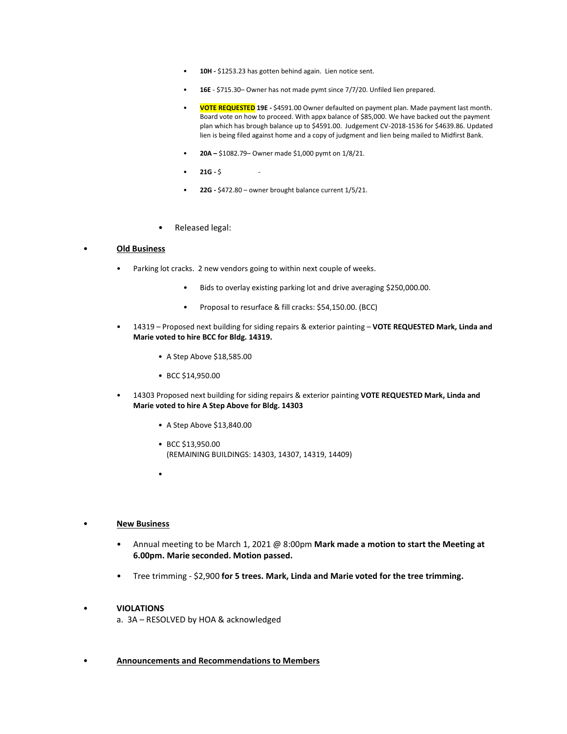- **10H -** $1253.23 has gotten behind again. Lien notice sent.
- **16E** - $715.30– Owner has not made pymt since 7/7/20. Unfiled lien prepared.
- **VOTE REQUESTED 19E -** $4591.00 Owner defaulted on payment plan. Made payment last month. Board vote on how to proceed. With appx balance of $85,000. We have backed out the payment plan which has brough balance up to $4591.00. Judgement CV-2018-1536 for $4639.86. Updated lien is being filed against home and a copy of judgment and lien being mailed to Midfirst Bank.
- **20A –** $1082.79– Owner made $1,000 pymt on 1/8/21.
- **21G -** $ -
- **22G -** $472.80 – owner brought balance current 1/5/21.

- Released legal:

- **<u>Old Business</u>**
  - Parking lot cracks. 2 new vendors going to within next couple of weeks.
    - Bids to overlay existing parking lot and drive averaging $250,000.00.
    - Proposal to resurface & fill cracks: $54,150.00. (BCC)
  - 14319 – Proposed next building for siding repairs & exterior painting – **VOTE REQUESTED Mark, Linda and Marie voted to hire BCC for Bldg. 14319.**
    - A Step Above $18,585.00
    - BCC $14,950.00
  - 14303 Proposed next building for siding repairs & exterior painting **VOTE REQUESTED Mark, Linda and Marie voted to hire A Step Above for Bldg. 14303**
    - A Step Above $13,840.00
    - BCC $13,950.00
      (REMAINING BUILDINGS: 14303, 14307, 14319, 14409)
    -

- **<u>New Business</u>**
  - Annual meeting to be March 1, 2021 @ 8:00pm **Mark made a motion to start the Meeting at 6.00pm. Marie seconded. Motion passed.**
  - Tree trimming - $2,900 **for 5 trees. Mark, Linda and Marie voted for the tree trimming.**

- **VIOLATIONS**
  a. 3A – RESOLVED by HOA & acknowledged

- **<u>Announcements and Recommendations to Members</u>**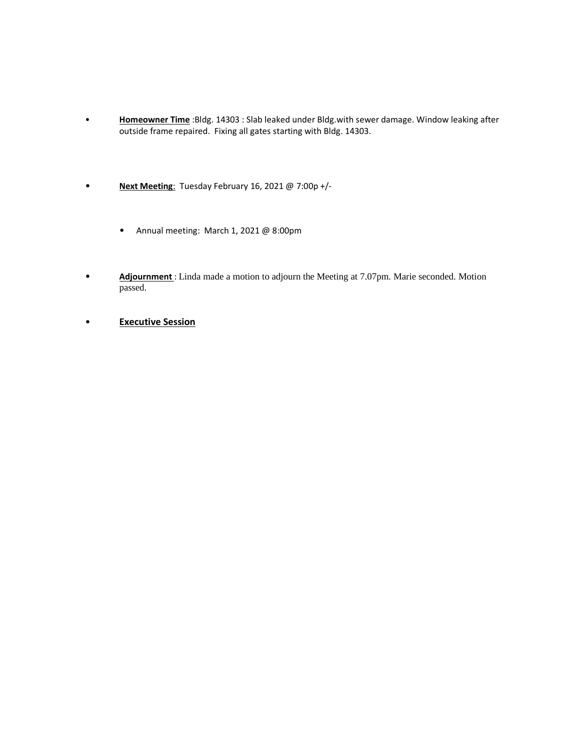- **Homeowner Time** :Bldg. 14303 : Slab leaked under Bldg.with sewer damage. Window leaking after outside frame repaired. Fixing all gates starting with Bldg. 14303.

- **Next Meeting**: Tuesday February 16, 2021 @ 7:00p +/-

  - Annual meeting: March 1, 2021 @ 8:00pm

- **Adjournment** : Linda made a motion to adjourn the Meeting at 7.07pm. Marie seconded. Motion passed.

- **Executive Session**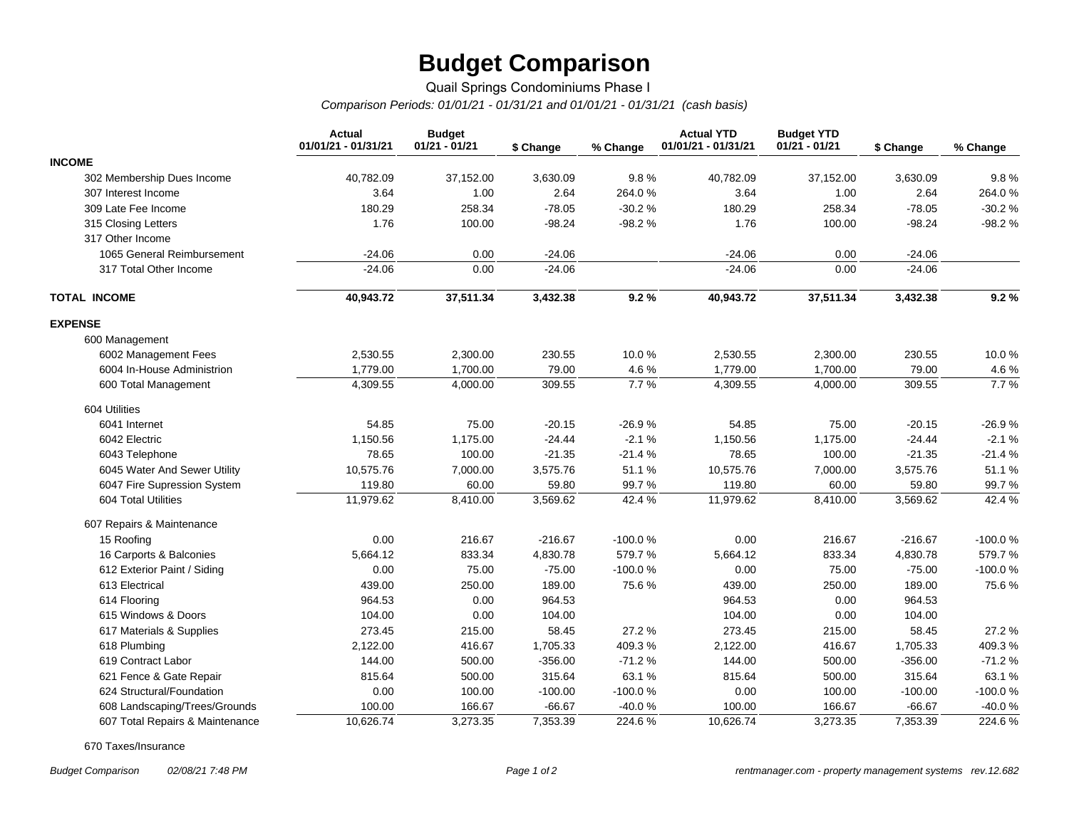# Budget Comparison

Quail Springs Condominiums Phase I

*Comparison Periods: 01/01/21 - 01/31/21 and 01/01/21 - 01/31/21 (cash basis)*

| | Actual 01/01/21 - 01/31/21 | Budget 01/21 - 01/21 | $ Change | % Change | Actual YTD 01/01/21 - 01/31/21 | Budget YTD 01/21 - 01/21 | $ Change | % Change |
|---|---|---|---|---|---|---|---|---|
| **INCOME** | | | | | | | | |
| 302 Membership Dues Income | 40,782.09 | 37,152.00 | 3,630.09 | 9.8 % | 40,782.09 | 37,152.00 | 3,630.09 | 9.8 % |
| 307 Interest Income | 3.64 | 1.00 | 2.64 | 264.0 % | 3.64 | 1.00 | 2.64 | 264.0 % |
| 309 Late Fee Income | 180.29 | 258.34 | -78.05 | -30.2 % | 180.29 | 258.34 | -78.05 | -30.2 % |
| 315 Closing Letters | 1.76 | 100.00 | -98.24 | -98.2 % | 1.76 | 100.00 | -98.24 | -98.2 % |
| 317 Other Income | | | | | | | | |
| 1065 General Reimbursement | -24.06 | 0.00 | -24.06 | | -24.06 | 0.00 | -24.06 | |
| 317 Total Other Income | -24.06 | 0.00 | -24.06 | | -24.06 | 0.00 | -24.06 | |
| **TOTAL INCOME** | **40,943.72** | **37,511.34** | **3,432.38** | **9.2 %** | **40,943.72** | **37,511.34** | **3,432.38** | **9.2 %** |
| **EXPENSE** | | | | | | | | |
| 600 Management | | | | | | | | |
| 6002 Management Fees | 2,530.55 | 2,300.00 | 230.55 | 10.0 % | 2,530.55 | 2,300.00 | 230.55 | 10.0 % |
| 6004 In-House Administrion | 1,779.00 | 1,700.00 | 79.00 | 4.6 % | 1,779.00 | 1,700.00 | 79.00 | 4.6 % |
| 600 Total Management | 4,309.55 | 4,000.00 | 309.55 | 7.7 % | 4,309.55 | 4,000.00 | 309.55 | 7.7 % |
| 604 Utilities | | | | | | | | |
| 6041 Internet | 54.85 | 75.00 | -20.15 | -26.9 % | 54.85 | 75.00 | -20.15 | -26.9 % |
| 6042 Electric | 1,150.56 | 1,175.00 | -24.44 | -2.1 % | 1,150.56 | 1,175.00 | -24.44 | -2.1 % |
| 6043 Telephone | 78.65 | 100.00 | -21.35 | -21.4 % | 78.65 | 100.00 | -21.35 | -21.4 % |
| 6045 Water And Sewer Utility | 10,575.76 | 7,000.00 | 3,575.76 | 51.1 % | 10,575.76 | 7,000.00 | 3,575.76 | 51.1 % |
| 6047 Fire Supression System | 119.80 | 60.00 | 59.80 | 99.7 % | 119.80 | 60.00 | 59.80 | 99.7 % |
| 604 Total Utilities | 11,979.62 | 8,410.00 | 3,569.62 | 42.4 % | 11,979.62 | 8,410.00 | 3,569.62 | 42.4 % |
| 607 Repairs & Maintenance | | | | | | | | |
| 15 Roofing | 0.00 | 216.67 | -216.67 | -100.0 % | 0.00 | 216.67 | -216.67 | -100.0 % |
| 16 Carports & Balconies | 5,664.12 | 833.34 | 4,830.78 | 579.7 % | 5,664.12 | 833.34 | 4,830.78 | 579.7 % |
| 612 Exterior Paint / Siding | 0.00 | 75.00 | -75.00 | -100.0 % | 0.00 | 75.00 | -75.00 | -100.0 % |
| 613 Electrical | 439.00 | 250.00 | 189.00 | 75.6 % | 439.00 | 250.00 | 189.00 | 75.6 % |
| 614 Flooring | 964.53 | 0.00 | 964.53 | | 964.53 | 0.00 | 964.53 | |
| 615 Windows & Doors | 104.00 | 0.00 | 104.00 | | 104.00 | 0.00 | 104.00 | |
| 617 Materials & Supplies | 273.45 | 215.00 | 58.45 | 27.2 % | 273.45 | 215.00 | 58.45 | 27.2 % |
| 618 Plumbing | 2,122.00 | 416.67 | 1,705.33 | 409.3 % | 2,122.00 | 416.67 | 1,705.33 | 409.3 % |
| 619 Contract Labor | 144.00 | 500.00 | -356.00 | -71.2 % | 144.00 | 500.00 | -356.00 | -71.2 % |
| 621 Fence & Gate Repair | 815.64 | 500.00 | 315.64 | 63.1 % | 815.64 | 500.00 | 315.64 | 63.1 % |
| 624 Structural/Foundation | 0.00 | 100.00 | -100.00 | -100.0 % | 0.00 | 100.00 | -100.00 | -100.0 % |
| 608 Landscaping/Trees/Grounds | 100.00 | 166.67 | -66.67 | -40.0 % | 100.00 | 166.67 | -66.67 | -40.0 % |
| 607 Total Repairs & Maintenance | 10,626.74 | 3,273.35 | 7,353.39 | 224.6 % | 10,626.74 | 3,273.35 | 7,353.39 | 224.6 % |
| 670 Taxes/Insurance | | | | | | | | |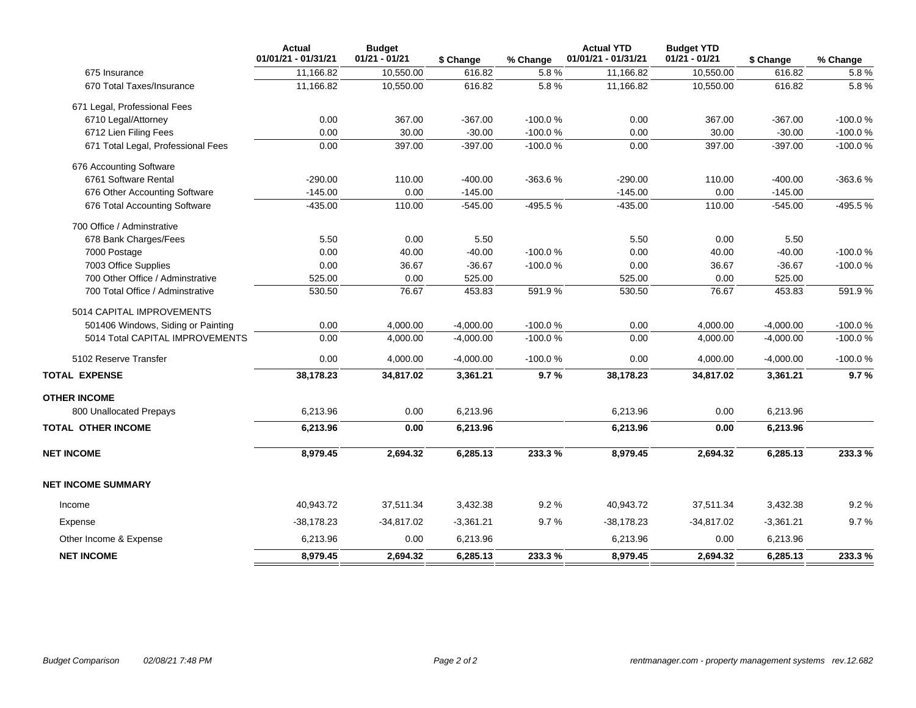| | Actual 01/01/21 - 01/31/21 | Budget 01/21 - 01/21 | $ Change | % Change | Actual YTD 01/01/21 - 01/31/21 | Budget YTD 01/21 - 01/21 | $ Change | % Change |
|---|---|---|---|---|---|---|---|---|
| 675 Insurance | 11,166.82 | 10,550.00 | 616.82 | 5.8 % | 11,166.82 | 10,550.00 | 616.82 | 5.8 % |
| 670 Total Taxes/Insurance | 11,166.82 | 10,550.00 | 616.82 | 5.8 % | 11,166.82 | 10,550.00 | 616.82 | 5.8 % |
| 671 Legal, Professional Fees | | | | | | | | |
| 6710 Legal/Attorney | 0.00 | 367.00 | -367.00 | -100.0 % | 0.00 | 367.00 | -367.00 | -100.0 % |
| 6712 Lien Filing Fees | 0.00 | 30.00 | -30.00 | -100.0 % | 0.00 | 30.00 | -30.00 | -100.0 % |
| 671 Total Legal, Professional Fees | 0.00 | 397.00 | -397.00 | -100.0 % | 0.00 | 397.00 | -397.00 | -100.0 % |
| 676 Accounting Software | | | | | | | | |
| 6761 Software Rental | -290.00 | 110.00 | -400.00 | -363.6 % | -290.00 | 110.00 | -400.00 | -363.6 % |
| 676 Other Accounting Software | -145.00 | 0.00 | -145.00 | | -145.00 | 0.00 | -145.00 | |
| 676 Total Accounting Software | -435.00 | 110.00 | -545.00 | -495.5 % | -435.00 | 110.00 | -545.00 | -495.5 % |
| 700 Office / Adminstrative | | | | | | | | |
| 678 Bank Charges/Fees | 5.50 | 0.00 | 5.50 | | 5.50 | 0.00 | 5.50 | |
| 7000 Postage | 0.00 | 40.00 | -40.00 | -100.0 % | 0.00 | 40.00 | -40.00 | -100.0 % |
| 7003 Office Supplies | 0.00 | 36.67 | -36.67 | -100.0 % | 0.00 | 36.67 | -36.67 | -100.0 % |
| 700 Other Office / Adminstrative | 525.00 | 0.00 | 525.00 | | 525.00 | 0.00 | 525.00 | |
| 700 Total Office / Adminstrative | 530.50 | 76.67 | 453.83 | 591.9 % | 530.50 | 76.67 | 453.83 | 591.9 % |
| 5014 CAPITAL IMPROVEMENTS | | | | | | | | |
| 501406 Windows, Siding or Painting | 0.00 | 4,000.00 | -4,000.00 | -100.0 % | 0.00 | 4,000.00 | -4,000.00 | -100.0 % |
| 5014 Total CAPITAL IMPROVEMENTS | 0.00 | 4,000.00 | -4,000.00 | -100.0 % | 0.00 | 4,000.00 | -4,000.00 | -100.0 % |
| 5102 Reserve Transfer | 0.00 | 4,000.00 | -4,000.00 | -100.0 % | 0.00 | 4,000.00 | -4,000.00 | -100.0 % |
| **TOTAL EXPENSE** | **38,178.23** | **34,817.02** | **3,361.21** | **9.7 %** | **38,178.23** | **34,817.02** | **3,361.21** | **9.7 %** |
| **OTHER INCOME** | | | | | | | | |
| 800 Unallocated Prepays | 6,213.96 | 0.00 | 6,213.96 | | 6,213.96 | 0.00 | 6,213.96 | |
| **TOTAL OTHER INCOME** | **6,213.96** | **0.00** | **6,213.96** | | **6,213.96** | **0.00** | **6,213.96** | |
| **NET INCOME** | **8,979.45** | **2,694.32** | **6,285.13** | **233.3 %** | **8,979.45** | **2,694.32** | **6,285.13** | **233.3 %** |
| **NET INCOME SUMMARY** | | | | | | | | |
| Income | 40,943.72 | 37,511.34 | 3,432.38 | 9.2 % | 40,943.72 | 37,511.34 | 3,432.38 | 9.2 % |
| Expense | -38,178.23 | -34,817.02 | -3,361.21 | 9.7 % | -38,178.23 | -34,817.02 | -3,361.21 | 9.7 % |
| Other Income & Expense | 6,213.96 | 0.00 | 6,213.96 | | 6,213.96 | 0.00 | 6,213.96 | |
| **NET INCOME** | **8,979.45** | **2,694.32** | **6,285.13** | **233.3 %** | **8,979.45** | **2,694.32** | **6,285.13** | **233.3 %** |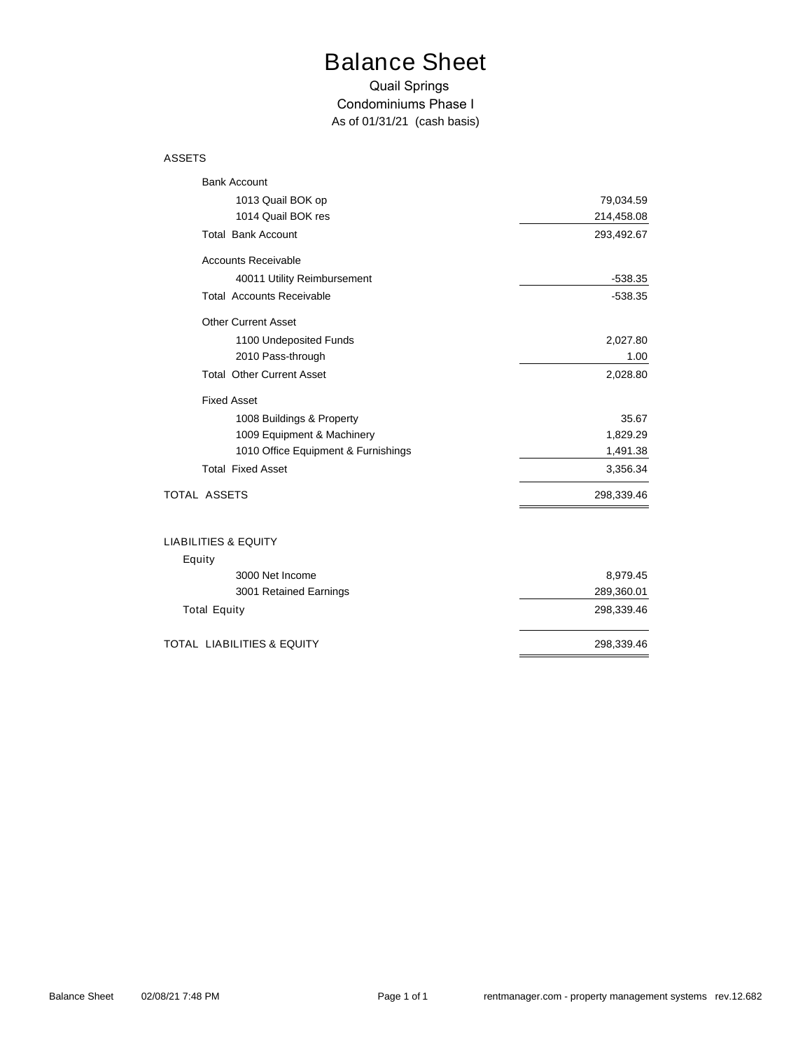# Balance Sheet

Quail Springs

Condominiums Phase I

As of 01/31/21 (cash basis)

| | |
|---|---|
| **ASSETS** | |
| Bank Account | |
| 1013 Quail BOK op | 79,034.59 |
| 1014 Quail BOK res | 214,458.08 |
| Total Bank Account | 293,492.67 |
| Accounts Receivable | |
| 40011 Utility Reimbursement | -538.35 |
| Total Accounts Receivable | -538.35 |
| Other Current Asset | |
| 1100 Undeposited Funds | 2,027.80 |
| 2010 Pass-through | 1.00 |
| Total Other Current Asset | 2,028.80 |
| Fixed Asset | |
| 1008 Buildings & Property | 35.67 |
| 1009 Equipment & Machinery | 1,829.29 |
| 1010 Office Equipment & Furnishings | 1,491.38 |
| Total Fixed Asset | 3,356.34 |
| TOTAL ASSETS | 298,339.46 |
| | |
| **LIABILITIES & EQUITY** | |
| Equity | |
| 3000 Net Income | 8,979.45 |
| 3001 Retained Earnings | 289,360.01 |
| Total Equity | 298,339.46 |
| TOTAL LIABILITIES & EQUITY | 298,339.46 |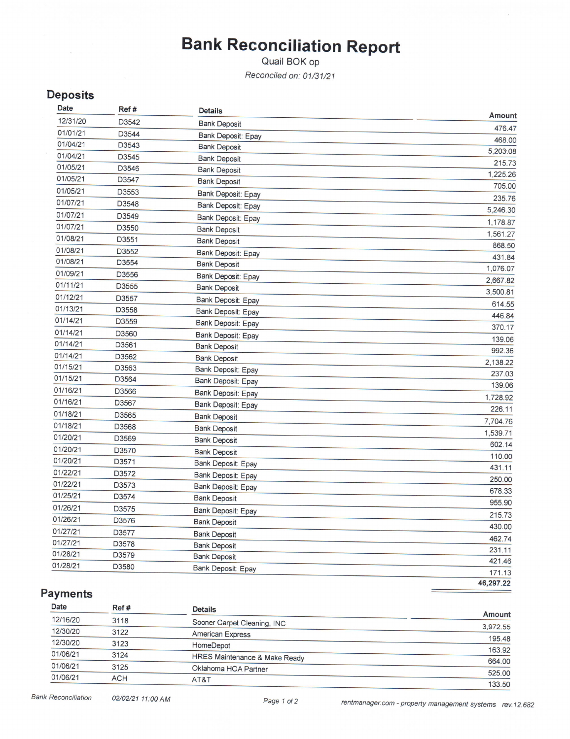# Bank Reconciliation Report

Quail BOK op

*Reconciled on: 01/31/21*

## Deposits

| Date | Ref # | Details | Amount |
|---|---|---|---|
| 12/31/20 | D3542 | Bank Deposit | 476.47 |
| 01/01/21 | D3544 | Bank Deposit: Epay | 468.00 |
| 01/04/21 | D3543 | Bank Deposit | 5,203.08 |
| 01/04/21 | D3545 | Bank Deposit | 215.73 |
| 01/05/21 | D3546 | Bank Deposit | 1,225.26 |
| 01/05/21 | D3547 | Bank Deposit | 705.00 |
| 01/05/21 | D3553 | Bank Deposit: Epay | 235.76 |
| 01/07/21 | D3548 | Bank Deposit: Epay | 5,246.30 |
| 01/07/21 | D3549 | Bank Deposit: Epay | 1,178.87 |
| 01/07/21 | D3550 | Bank Deposit | 1,561.27 |
| 01/08/21 | D3551 | Bank Deposit | 868.50 |
| 01/08/21 | D3552 | Bank Deposit: Epay | 431.84 |
| 01/08/21 | D3554 | Bank Deposit | 1,076.07 |
| 01/09/21 | D3556 | Bank Deposit: Epay | 2,667.82 |
| 01/11/21 | D3555 | Bank Deposit | 3,500.81 |
| 01/12/21 | D3557 | Bank Deposit: Epay | 614.55 |
| 01/13/21 | D3558 | Bank Deposit: Epay | 446.84 |
| 01/14/21 | D3559 | Bank Deposit: Epay | 370.17 |
| 01/14/21 | D3560 | Bank Deposit: Epay | 139.06 |
| 01/14/21 | D3561 | Bank Deposit | 992.36 |
| 01/14/21 | D3562 | Bank Deposit | 2,138.22 |
| 01/15/21 | D3563 | Bank Deposit: Epay | 237.03 |
| 01/15/21 | D3564 | Bank Deposit: Epay | 139.06 |
| 01/16/21 | D3566 | Bank Deposit: Epay | 1,728.92 |
| 01/16/21 | D3567 | Bank Deposit: Epay | 226.11 |
| 01/18/21 | D3565 | Bank Deposit | 7,704.76 |
| 01/18/21 | D3568 | Bank Deposit | 1,539.71 |
| 01/20/21 | D3569 | Bank Deposit | 602.14 |
| 01/20/21 | D3570 | Bank Deposit | 110.00 |
| 01/20/21 | D3571 | Bank Deposit: Epay | 431.11 |
| 01/22/21 | D3572 | Bank Deposit: Epay | 250.00 |
| 01/22/21 | D3573 | Bank Deposit: Epay | 678.33 |
| 01/25/21 | D3574 | Bank Deposit | 955.90 |
| 01/26/21 | D3575 | Bank Deposit: Epay | 215.73 |
| 01/26/21 | D3576 | Bank Deposit | 430.00 |
| 01/27/21 | D3577 | Bank Deposit | 462.74 |
| 01/27/21 | D3578 | Bank Deposit | 231.11 |
| 01/28/21 | D3579 | Bank Deposit | 421.46 |
| 01/28/21 | D3580 | Bank Deposit: Epay | 171.13 |
| | | | **46,297.22** |

## Payments

| Date | Ref # | Details | Amount |
|---|---|---|---|
| 12/16/20 | 3118 | Sooner Carpet Cleaning, INC | 3,972.55 |
| 12/30/20 | 3122 | American Express | 195.48 |
| 12/30/20 | 3123 | HomeDepot | 163.92 |
| 01/06/21 | 3124 | HRES Maintenance & Make Ready | 664.00 |
| 01/06/21 | 3125 | Oklahoma HOA Partner | 525.00 |
| 01/06/21 | ACH | AT&T | 133.50 |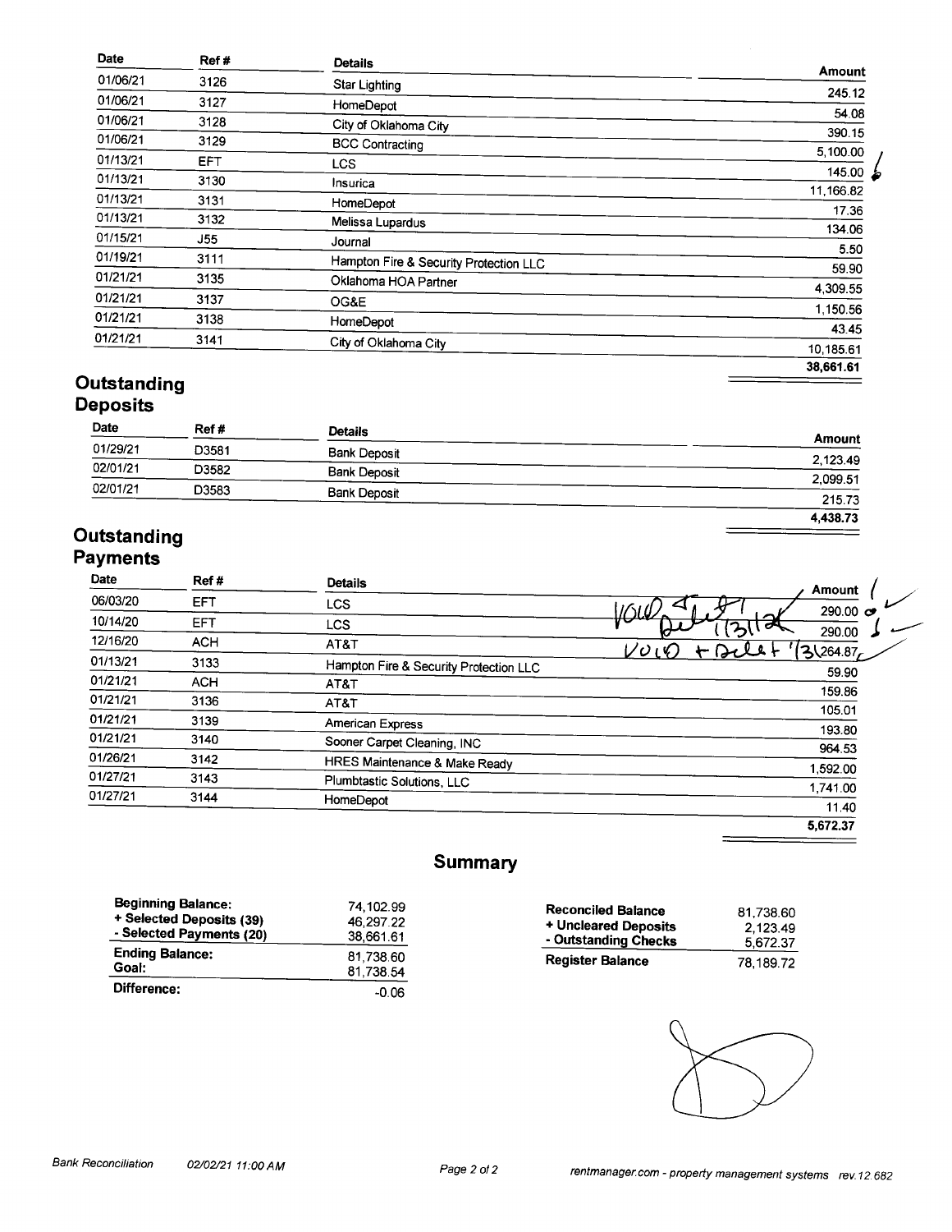| Date | Ref # | Details | Amount |
|---|---|---|---|
| 01/06/21 | 3126 | Star Lighting | 245.12 |
| 01/06/21 | 3127 | HomeDepot | 54.08 |
| 01/06/21 | 3128 | City of Oklahoma City | 390.15 |
| 01/06/21 | 3129 | BCC Contracting | 5,100.00 |
| 01/13/21 | EFT | LCS | 145.00 |
| 01/13/21 | 3130 | Insurica | 11,166.82 |
| 01/13/21 | 3131 | HomeDepot | 17.36 |
| 01/13/21 | 3132 | Melissa Lupardus | 134.06 |
| 01/15/21 | J55 | Journal | 5.50 |
| 01/19/21 | 3111 | Hampton Fire & Security Protection LLC | 59.90 |
| 01/21/21 | 3135 | Oklahoma HOA Partner | 4,309.55 |
| 01/21/21 | 3137 | OG&E | 1,150.56 |
| 01/21/21 | 3138 | HomeDepot | 43.45 |
| 01/21/21 | 3141 | City of Oklahoma City | 10,185.61 |
| | | | **38,661.61** |

## Outstanding Deposits

| Date | Ref # | Details | Amount |
|---|---|---|---|
| 01/29/21 | D3581 | Bank Deposit | 2,123.49 |
| 02/01/21 | D3582 | Bank Deposit | 2,099.51 |
| 02/01/21 | D3583 | Bank Deposit | 215.73 |
| | | | **4,438.73** |

## Outstanding Payments

| Date | Ref # | Details | Amount |
|---|---|---|---|
| 06/03/20 | EFT | LCS | 290.00 |
| 10/14/20 | EFT | LCS | 290.00 |
| 12/16/20 | ACH | AT&T | 264.87 |
| 01/13/21 | 3133 | Hampton Fire & Security Protection LLC | 59.90 |
| 01/21/21 | ACH | AT&T | 159.86 |
| 01/21/21 | 3136 | AT&T | 105.01 |
| 01/21/21 | 3139 | American Express | 193.80 |
| 01/21/21 | 3140 | Sooner Carpet Cleaning, INC | 964.53 |
| 01/26/21 | 3142 | HRES Maintenance & Make Ready | 1,592.00 |
| 01/27/21 | 3143 | Plumbtastic Solutions, LLC | 1,741.00 |
| 01/27/21 | 3144 | HomeDepot | 11.40 |
| | | | **5,672.37** |

Handwritten notes: VOID + Debit 1/31/21; VOID + Debit 1/31

## Summary

| | |
|---|---|
| **Beginning Balance:** | 74,102.99 |
| **+ Selected Deposits (39)** | 46,297.22 |
| **- Selected Payments (20)** | 38,661.61 |
| **Ending Balance:** | 81,738.60 |
| **Goal:** | 81,738.54 |
| **Difference:** | -0.06 |

| | |
|---|---|
| **Reconciled Balance** | 81,738.60 |
| **+ Uncleared Deposits** | 2,123.49 |
| **- Outstanding Checks** | 5,672.37 |
| **Register Balance** | 78,189.72 |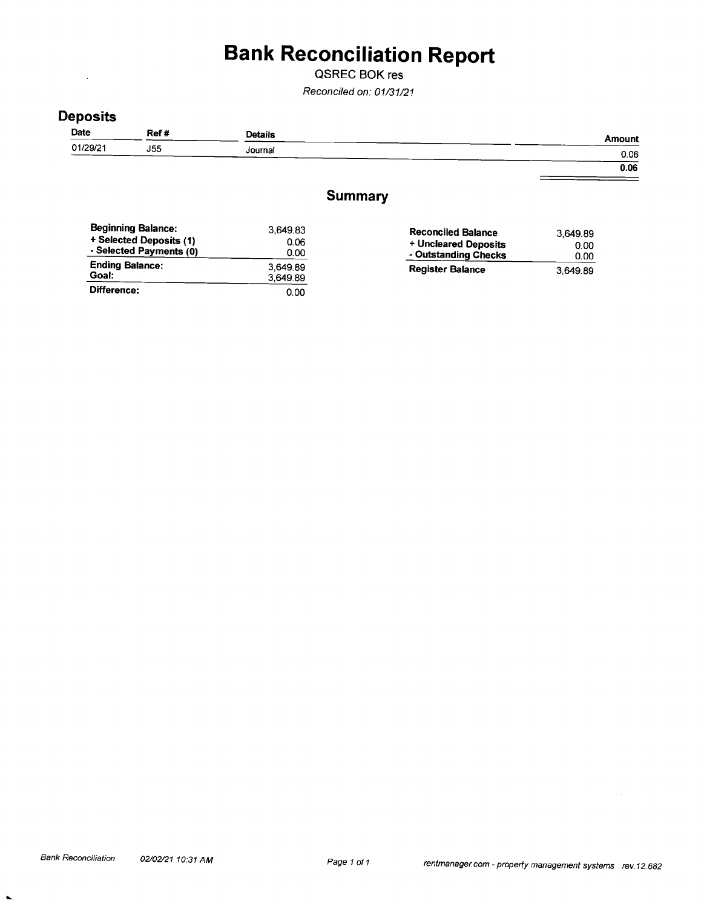# Bank Reconciliation Report

QSREC BOK res

*Reconciled on: 01/31/21*

## Deposits

| Date | Ref # | Details | Amount |
|---|---|---|---|
| 01/29/21 | J55 | Journal | 0.06 |
| | | | **0.06** |

## Summary

| | |
|---|---|
| **Beginning Balance:** | 3,649.83 |
| **+ Selected Deposits (1)** | 0.06 |
| **- Selected Payments (0)** | 0.00 |
| **Ending Balance:** | 3,649.89 |
| **Goal:** | 3,649.89 |
| **Difference:** | 0.00 |

| | |
|---|---|
| **Reconciled Balance** | 3,649.89 |
| **+ Uncleared Deposits** | 0.00 |
| **- Outstanding Checks** | 0.00 |
| **Register Balance** | 3,649.89 |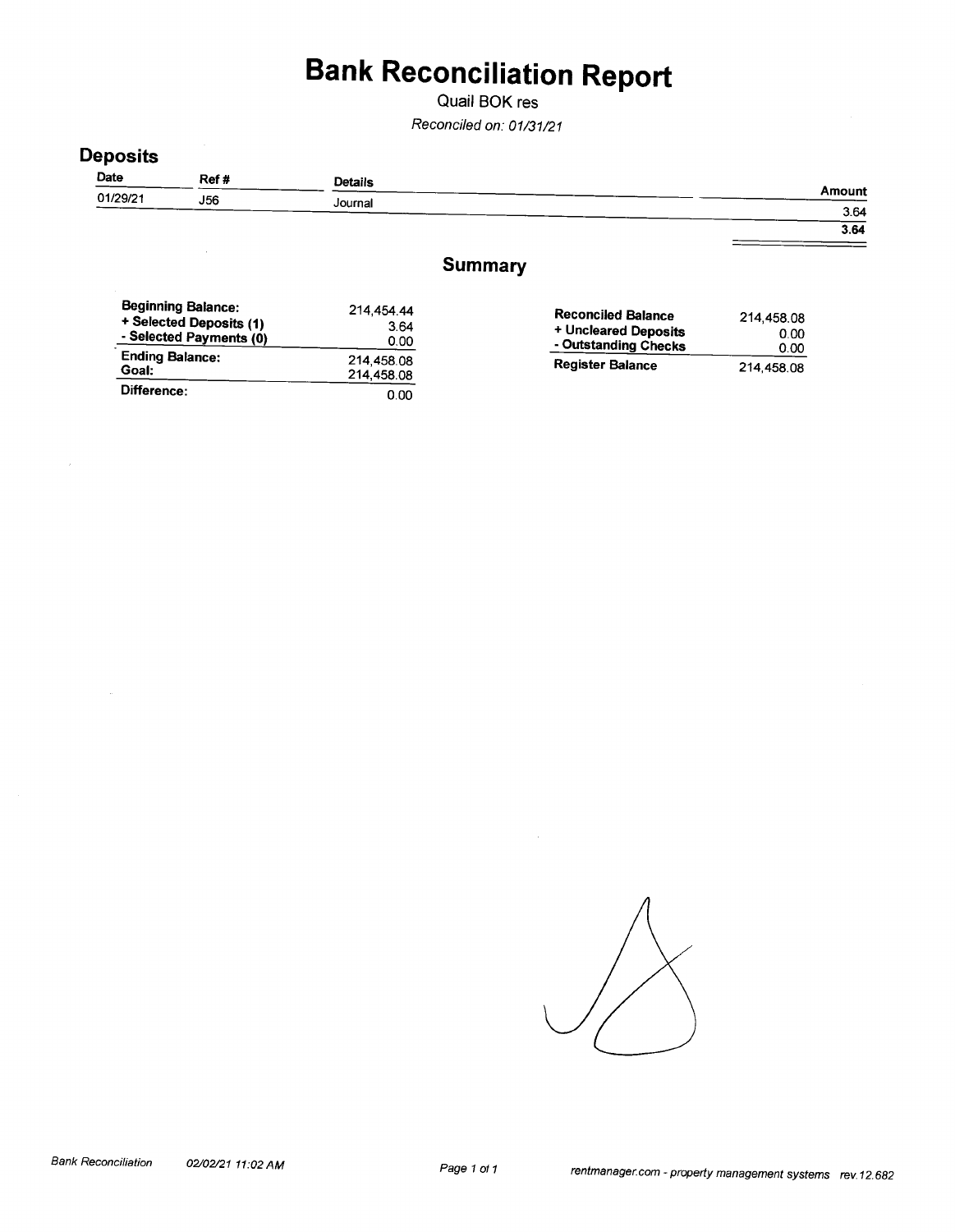# Bank Reconciliation Report

Quail BOK res

*Reconciled on: 01/31/21*

## Deposits

| Date | Ref # | Details | Amount |
|---|---|---|---|
| 01/29/21 | J56 | Journal | 3.64 |
| | | | **3.64** |

## Summary

| | |
|---|---|
| **Beginning Balance:** | 214,454.44 |
| **+ Selected Deposits (1)** | 3.64 |
| **- Selected Payments (0)** | 0.00 |
| **Ending Balance:** | 214,458.08 |
| **Goal:** | 214,458.08 |
| **Difference:** | 0.00 |

| | |
|---|---|
| **Reconciled Balance** | 214,458.08 |
| **+ Uncleared Deposits** | 0.00 |
| **- Outstanding Checks** | 0.00 |
| **Register Balance** | 214,458.08 |

Bank Reconciliation 02/02/21 11:02 AM

rentmanager.com - property management systems rev.12.682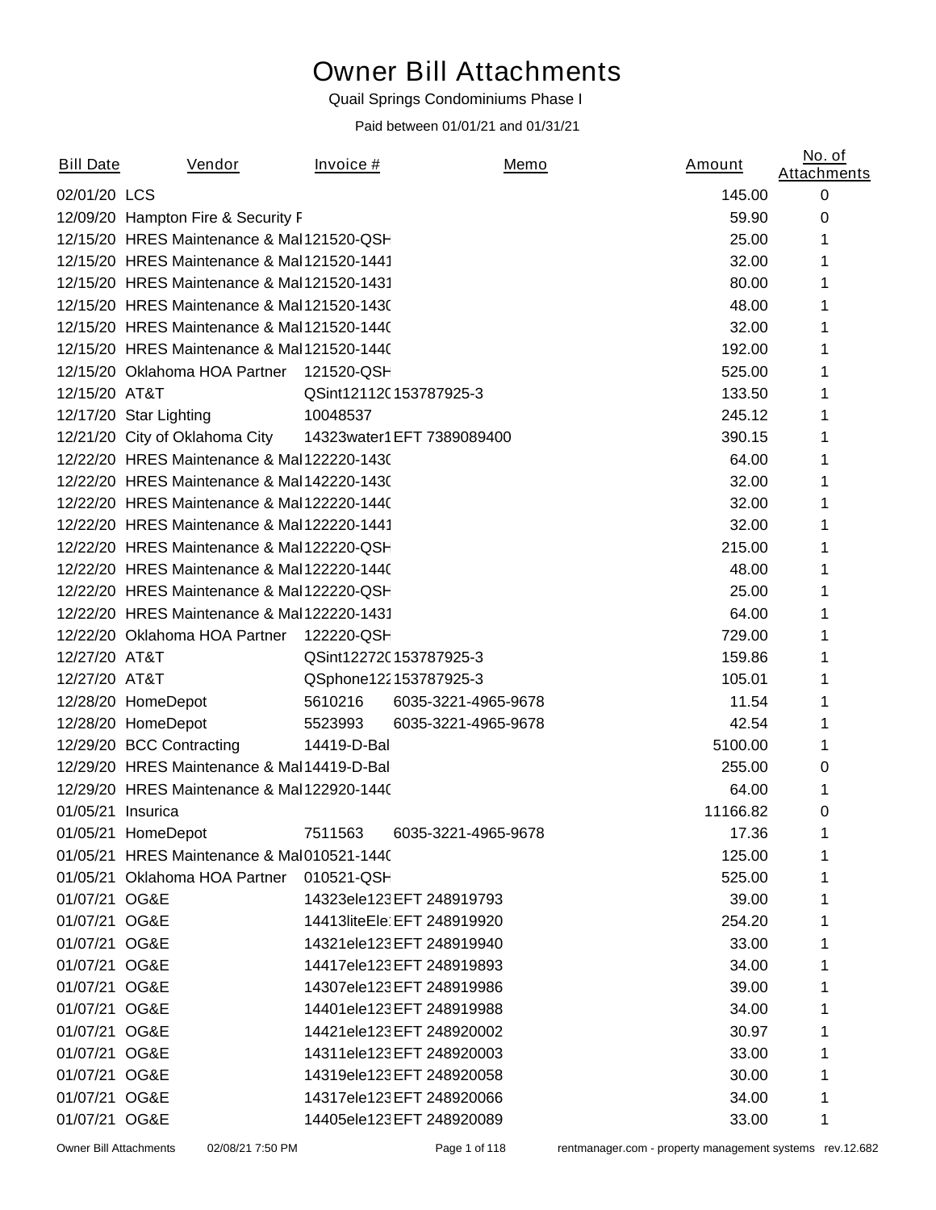# Owner Bill Attachments

Quail Springs Condominiums Phase I

Paid between 01/01/21 and 01/31/21

| Bill Date | Vendor | Invoice # | Memo | Amount | No. of Attachments |
|---|---|---|---|---|---|
| 02/01/20 | LCS | | | 145.00 | 0 |
| 12/09/20 | Hampton Fire & Security F | | | 59.90 | 0 |
| 12/15/20 | HRES Maintenance & Mai | 121520-QSH | | 25.00 | 1 |
| 12/15/20 | HRES Maintenance & Mai | 121520-1441 | | 32.00 | 1 |
| 12/15/20 | HRES Maintenance & Mai | 121520-1431 | | 80.00 | 1 |
| 12/15/20 | HRES Maintenance & Mai | 121520-1430 | | 48.00 | 1 |
| 12/15/20 | HRES Maintenance & Mai | 121520-1440 | | 32.00 | 1 |
| 12/15/20 | HRES Maintenance & Mai | 121520-1440 | | 192.00 | 1 |
| 12/15/20 | Oklahoma HOA Partner | 121520-QSH | | 525.00 | 1 |
| 12/15/20 | AT&T | QSint121120 | 153787925-3 | 133.50 | 1 |
| 12/17/20 | Star Lighting | 10048537 | | 245.12 | 1 |
| 12/21/20 | City of Oklahoma City | 14323water1 | EFT 7389089400 | 390.15 | 1 |
| 12/22/20 | HRES Maintenance & Mai | 122220-1430 | | 64.00 | 1 |
| 12/22/20 | HRES Maintenance & Mai | 142220-1430 | | 32.00 | 1 |
| 12/22/20 | HRES Maintenance & Mai | 122220-1440 | | 32.00 | 1 |
| 12/22/20 | HRES Maintenance & Mai | 122220-1441 | | 32.00 | 1 |
| 12/22/20 | HRES Maintenance & Mai | 122220-QSH | | 215.00 | 1 |
| 12/22/20 | HRES Maintenance & Mai | 122220-1440 | | 48.00 | 1 |
| 12/22/20 | HRES Maintenance & Mai | 122220-QSH | | 25.00 | 1 |
| 12/22/20 | HRES Maintenance & Mai | 122220-1431 | | 64.00 | 1 |
| 12/22/20 | Oklahoma HOA Partner | 122220-QSH | | 729.00 | 1 |
| 12/27/20 | AT&T | QSint122720 | 153787925-3 | 159.86 | 1 |
| 12/27/20 | AT&T | QSphone122 | 153787925-3 | 105.01 | 1 |
| 12/28/20 | HomeDepot | 5610216 | 6035-3221-4965-9678 | 11.54 | 1 |
| 12/28/20 | HomeDepot | 5523993 | 6035-3221-4965-9678 | 42.54 | 1 |
| 12/29/20 | BCC Contracting | 14419-D-Bal | | 5100.00 | 1 |
| 12/29/20 | HRES Maintenance & Mai | 14419-D-Bal | | 255.00 | 0 |
| 12/29/20 | HRES Maintenance & Mai | 122920-1440 | | 64.00 | 1 |
| 01/05/21 | Insurica | | | 11166.82 | 0 |
| 01/05/21 | HomeDepot | 7511563 | 6035-3221-4965-9678 | 17.36 | 1 |
| 01/05/21 | HRES Maintenance & Mai | 010521-1440 | | 125.00 | 1 |
| 01/05/21 | Oklahoma HOA Partner | 010521-QSH | | 525.00 | 1 |
| 01/07/21 | OG&E | 14323ele123 | EFT 248919793 | 39.00 | 1 |
| 01/07/21 | OG&E | 14413liteEle | EFT 248919920 | 254.20 | 1 |
| 01/07/21 | OG&E | 14321ele123 | EFT 248919940 | 33.00 | 1 |
| 01/07/21 | OG&E | 14417ele123 | EFT 248919893 | 34.00 | 1 |
| 01/07/21 | OG&E | 14307ele123 | EFT 248919986 | 39.00 | 1 |
| 01/07/21 | OG&E | 14401ele123 | EFT 248919988 | 34.00 | 1 |
| 01/07/21 | OG&E | 14421ele123 | EFT 248920002 | 30.97 | 1 |
| 01/07/21 | OG&E | 14311ele123 | EFT 248920003 | 33.00 | 1 |
| 01/07/21 | OG&E | 14319ele123 | EFT 248920058 | 30.00 | 1 |
| 01/07/21 | OG&E | 14317ele123 | EFT 248920066 | 34.00 | 1 |
| 01/07/21 | OG&E | 14405ele123 | EFT 248920089 | 33.00 | 1 |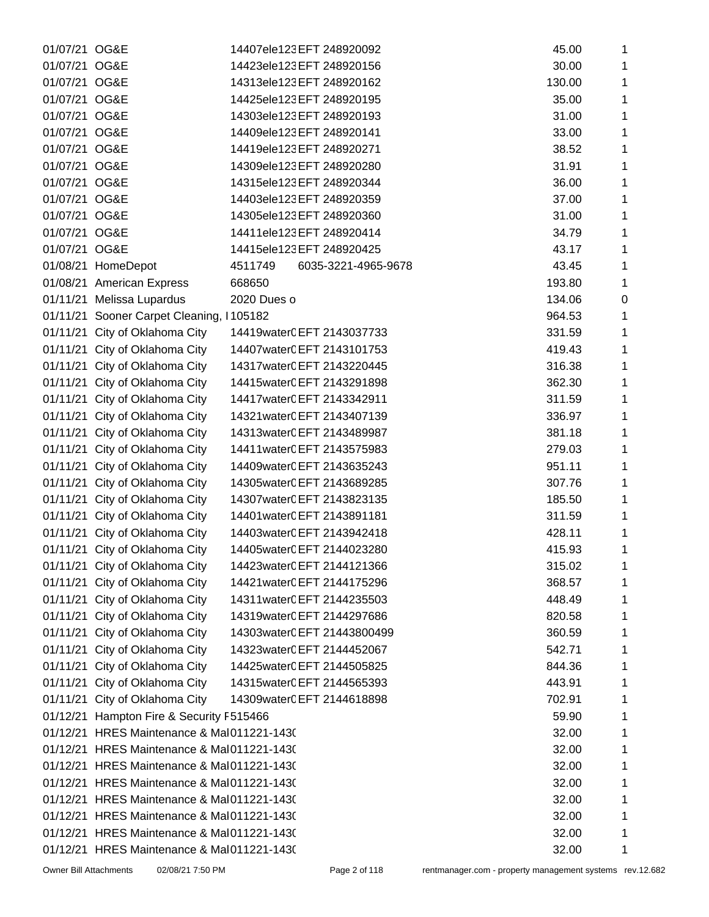| | | | | | |
|---|---|---|---|---|---|
| 01/07/21 | OG&E | 14407ele123 | EFT 248920092 | 45.00 | 1 |
| 01/07/21 | OG&E | 14423ele123 | EFT 248920156 | 30.00 | 1 |
| 01/07/21 | OG&E | 14313ele123 | EFT 248920162 | 130.00 | 1 |
| 01/07/21 | OG&E | 14425ele123 | EFT 248920195 | 35.00 | 1 |
| 01/07/21 | OG&E | 14303ele123 | EFT 248920193 | 31.00 | 1 |
| 01/07/21 | OG&E | 14409ele123 | EFT 248920141 | 33.00 | 1 |
| 01/07/21 | OG&E | 14419ele123 | EFT 248920271 | 38.52 | 1 |
| 01/07/21 | OG&E | 14309ele123 | EFT 248920280 | 31.91 | 1 |
| 01/07/21 | OG&E | 14315ele123 | EFT 248920344 | 36.00 | 1 |
| 01/07/21 | OG&E | 14403ele123 | EFT 248920359 | 37.00 | 1 |
| 01/07/21 | OG&E | 14305ele123 | EFT 248920360 | 31.00 | 1 |
| 01/07/21 | OG&E | 14411ele123 | EFT 248920414 | 34.79 | 1 |
| 01/07/21 | OG&E | 14415ele123 | EFT 248920425 | 43.17 | 1 |
| 01/08/21 | HomeDepot | 4511749 | 6035-3221-4965-9678 | 43.45 | 1 |
| 01/08/21 | American Express | 668650 | | 193.80 | 1 |
| 01/11/21 | Melissa Lupardus | 2020 Dues o | | 134.06 | 0 |
| 01/11/21 | Sooner Carpet Cleaning, I | 105182 | | 964.53 | 1 |
| 01/11/21 | City of Oklahoma City | 14419water( | EFT 2143037733 | 331.59 | 1 |
| 01/11/21 | City of Oklahoma City | 14407water( | EFT 2143101753 | 419.43 | 1 |
| 01/11/21 | City of Oklahoma City | 14317water( | EFT 2143220445 | 316.38 | 1 |
| 01/11/21 | City of Oklahoma City | 14415water( | EFT 2143291898 | 362.30 | 1 |
| 01/11/21 | City of Oklahoma City | 14417water( | EFT 2143342911 | 311.59 | 1 |
| 01/11/21 | City of Oklahoma City | 14321water( | EFT 2143407139 | 336.97 | 1 |
| 01/11/21 | City of Oklahoma City | 14313water( | EFT 2143489987 | 381.18 | 1 |
| 01/11/21 | City of Oklahoma City | 14411water( | EFT 2143575983 | 279.03 | 1 |
| 01/11/21 | City of Oklahoma City | 14409water( | EFT 2143635243 | 951.11 | 1 |
| 01/11/21 | City of Oklahoma City | 14305water( | EFT 2143689285 | 307.76 | 1 |
| 01/11/21 | City of Oklahoma City | 14307water( | EFT 2143823135 | 185.50 | 1 |
| 01/11/21 | City of Oklahoma City | 14401water( | EFT 2143891181 | 311.59 | 1 |
| 01/11/21 | City of Oklahoma City | 14403water( | EFT 2143942418 | 428.11 | 1 |
| 01/11/21 | City of Oklahoma City | 14405water( | EFT 2144023280 | 415.93 | 1 |
| 01/11/21 | City of Oklahoma City | 14423water( | EFT 2144121366 | 315.02 | 1 |
| 01/11/21 | City of Oklahoma City | 14421water( | EFT 2144175296 | 368.57 | 1 |
| 01/11/21 | City of Oklahoma City | 14311water( | EFT 2144235503 | 448.49 | 1 |
| 01/11/21 | City of Oklahoma City | 14319water( | EFT 2144297686 | 820.58 | 1 |
| 01/11/21 | City of Oklahoma City | 14303water( | EFT 21443800499 | 360.59 | 1 |
| 01/11/21 | City of Oklahoma City | 14323water( | EFT 2144452067 | 542.71 | 1 |
| 01/11/21 | City of Oklahoma City | 14425water( | EFT 2144505825 | 844.36 | 1 |
| 01/11/21 | City of Oklahoma City | 14315water( | EFT 2144565393 | 443.91 | 1 |
| 01/11/21 | City of Oklahoma City | 14309water( | EFT 2144618898 | 702.91 | 1 |
| 01/12/21 | Hampton Fire & Security F | 515466 | | 59.90 | 1 |
| 01/12/21 | HRES Maintenance & Mai | 011221-143( | | 32.00 | 1 |
| 01/12/21 | HRES Maintenance & Mai | 011221-143( | | 32.00 | 1 |
| 01/12/21 | HRES Maintenance & Mai | 011221-143( | | 32.00 | 1 |
| 01/12/21 | HRES Maintenance & Mai | 011221-143( | | 32.00 | 1 |
| 01/12/21 | HRES Maintenance & Mai | 011221-143( | | 32.00 | 1 |
| 01/12/21 | HRES Maintenance & Mai | 011221-143( | | 32.00 | 1 |
| 01/12/21 | HRES Maintenance & Mai | 011221-143( | | 32.00 | 1 |
| 01/12/21 | HRES Maintenance & Mai | 011221-143( | | 32.00 | 1 |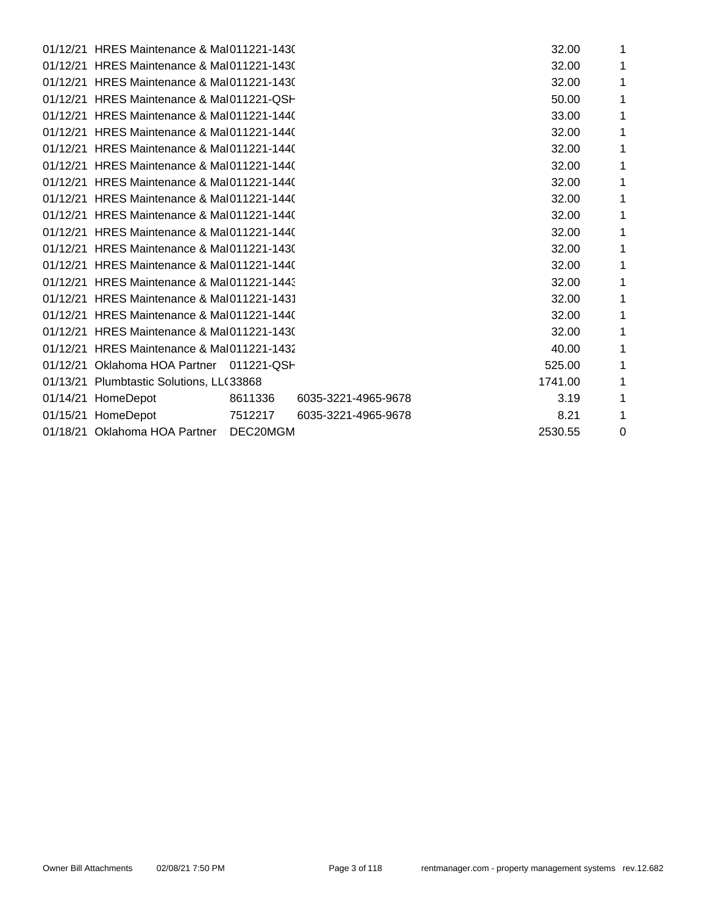| | | | | | |
|---|---|---|---|---|---|
| 01/12/21 | HRES Maintenance & Mai | 011221-1430 | | 32.00 | 1 |
| 01/12/21 | HRES Maintenance & Mai | 011221-1430 | | 32.00 | 1 |
| 01/12/21 | HRES Maintenance & Mai | 011221-1430 | | 32.00 | 1 |
| 01/12/21 | HRES Maintenance & Mai | 011221-QSH | | 50.00 | 1 |
| 01/12/21 | HRES Maintenance & Mai | 011221-1440 | | 33.00 | 1 |
| 01/12/21 | HRES Maintenance & Mai | 011221-1440 | | 32.00 | 1 |
| 01/12/21 | HRES Maintenance & Mai | 011221-1440 | | 32.00 | 1 |
| 01/12/21 | HRES Maintenance & Mai | 011221-1440 | | 32.00 | 1 |
| 01/12/21 | HRES Maintenance & Mai | 011221-1440 | | 32.00 | 1 |
| 01/12/21 | HRES Maintenance & Mai | 011221-1440 | | 32.00 | 1 |
| 01/12/21 | HRES Maintenance & Mai | 011221-1440 | | 32.00 | 1 |
| 01/12/21 | HRES Maintenance & Mai | 011221-1440 | | 32.00 | 1 |
| 01/12/21 | HRES Maintenance & Mai | 011221-1430 | | 32.00 | 1 |
| 01/12/21 | HRES Maintenance & Mai | 011221-1440 | | 32.00 | 1 |
| 01/12/21 | HRES Maintenance & Mai | 011221-1443 | | 32.00 | 1 |
| 01/12/21 | HRES Maintenance & Mai | 011221-1431 | | 32.00 | 1 |
| 01/12/21 | HRES Maintenance & Mai | 011221-1440 | | 32.00 | 1 |
| 01/12/21 | HRES Maintenance & Mai | 011221-1430 | | 32.00 | 1 |
| 01/12/21 | HRES Maintenance & Mai | 011221-1432 | | 40.00 | 1 |
| 01/12/21 | Oklahoma HOA Partner | 011221-QSH | | 525.00 | 1 |
| 01/13/21 | Plumbtastic Solutions, LLC | 33868 | | 1741.00 | 1 |
| 01/14/21 | HomeDepot | 8611336 | 6035-3221-4965-9678 | 3.19 | 1 |
| 01/15/21 | HomeDepot | 7512217 | 6035-3221-4965-9678 | 8.21 | 1 |
| 01/18/21 | Oklahoma HOA Partner | DEC20MGM | | 2530.55 | 0 |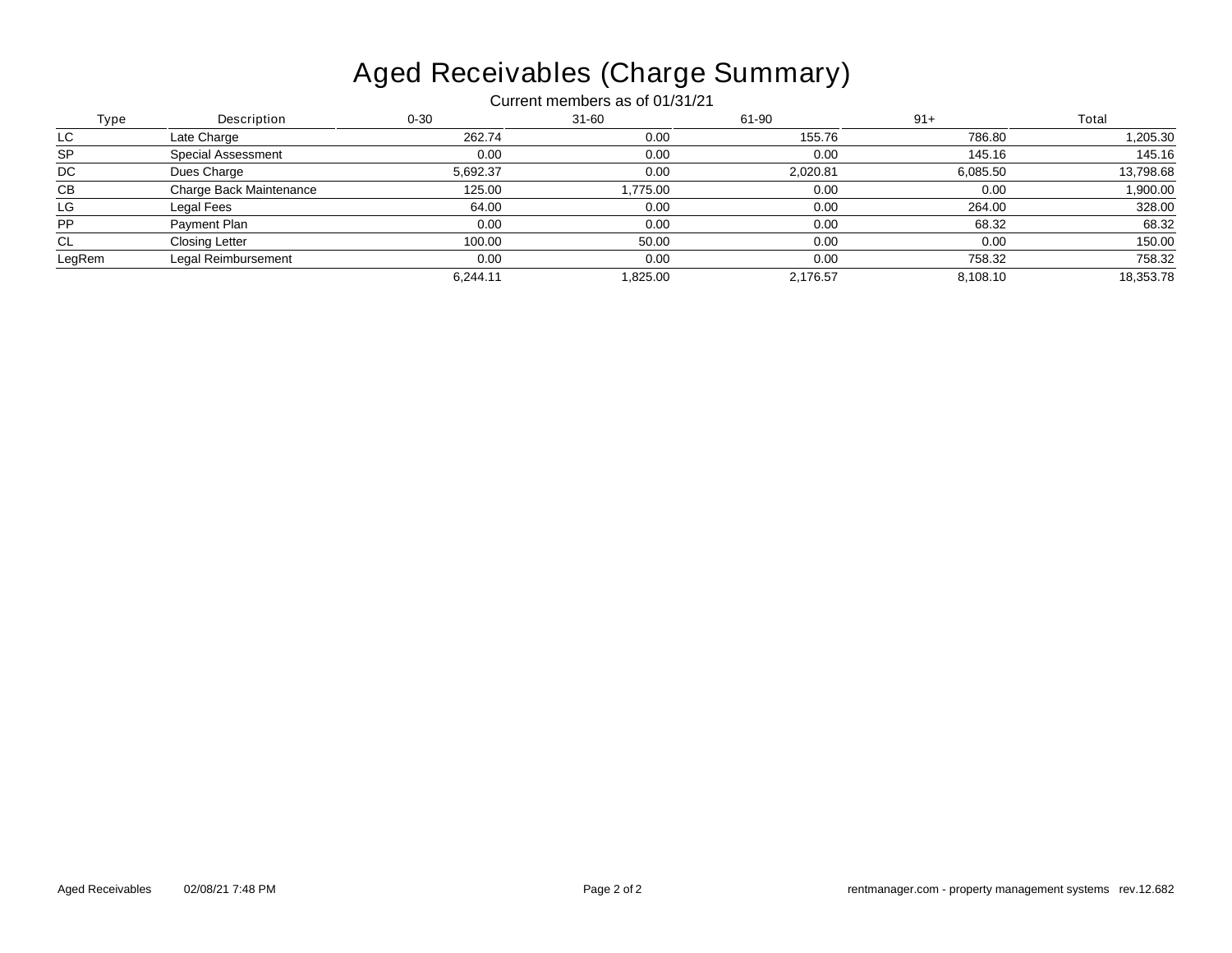# Aged Receivables (Charge Summary)

Current members as of 01/31/21

| Type | Description | 0-30 | 31-60 | 61-90 | 91+ | Total |
|---|---|---|---|---|---|---|
| LC | Late Charge | 262.74 | 0.00 | 155.76 | 786.80 | 1,205.30 |
| SP | Special Assessment | 0.00 | 0.00 | 0.00 | 145.16 | 145.16 |
| DC | Dues Charge | 5,692.37 | 0.00 | 2,020.81 | 6,085.50 | 13,798.68 |
| CB | Charge Back Maintenance | 125.00 | 1,775.00 | 0.00 | 0.00 | 1,900.00 |
| LG | Legal Fees | 64.00 | 0.00 | 0.00 | 264.00 | 328.00 |
| PP | Payment Plan | 0.00 | 0.00 | 0.00 | 68.32 | 68.32 |
| CL | Closing Letter | 100.00 | 50.00 | 0.00 | 0.00 | 150.00 |
| LegRem | Legal Reimbursement | 0.00 | 0.00 | 0.00 | 758.32 | 758.32 |
| | | 6,244.11 | 1,825.00 | 2,176.57 | 8,108.10 | 18,353.78 |

Aged Receivables 02/08/21 7:48 PM rentmanager.com - property management systems rev.12.682